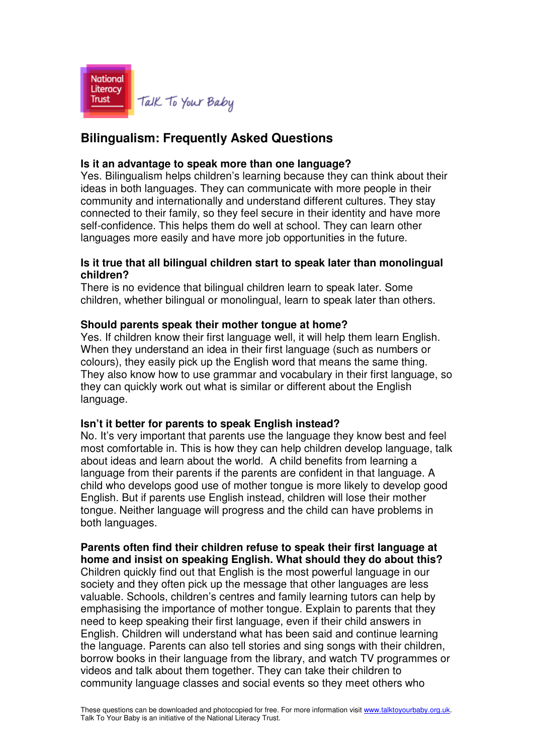National Literacy Trust

Talk To Your Baby

# Bilingualism: Frequently Asked Questions

**Is it an advantage to speak more than one language?**
Yes. Bilingualism helps children's learning because they can think about their ideas in both languages. They can communicate with more people in their community and internationally and understand different cultures. They stay connected to their family, so they feel secure in their identity and have more self-confidence. This helps them do well at school. They can learn other languages more easily and have more job opportunities in the future.

**Is it true that all bilingual children start to speak later than monolingual children?**
There is no evidence that bilingual children learn to speak later. Some children, whether bilingual or monolingual, learn to speak later than others.

**Should parents speak their mother tongue at home?**
Yes. If children know their first language well, it will help them learn English. When they understand an idea in their first language (such as numbers or colours), they easily pick up the English word that means the same thing. They also know how to use grammar and vocabulary in their first language, so they can quickly work out what is similar or different about the English language.

**Isn't it better for parents to speak English instead?**
No. It's very important that parents use the language they know best and feel most comfortable in. This is how they can help children develop language, talk about ideas and learn about the world. A child benefits from learning a language from their parents if the parents are confident in that language. A child who develops good use of mother tongue is more likely to develop good English. But if parents use English instead, children will lose their mother tongue. Neither language will progress and the child can have problems in both languages.

**Parents often find their children refuse to speak their first language at home and insist on speaking English. What should they do about this?**
Children quickly find out that English is the most powerful language in our society and they often pick up the message that other languages are less valuable. Schools, children's centres and family learning tutors can help by emphasising the importance of mother tongue. Explain to parents that they need to keep speaking their first language, even if their child answers in English. Children will understand what has been said and continue learning the language. Parents can also tell stories and sing songs with their children, borrow books in their language from the library, and watch TV programmes or videos and talk about them together. They can take their children to community language classes and social events so they meet others who

These questions can be downloaded and photocopied for free. For more information visit www.talktoyourbaby.org.uk.
Talk To Your Baby is an initiative of the National Literacy Trust.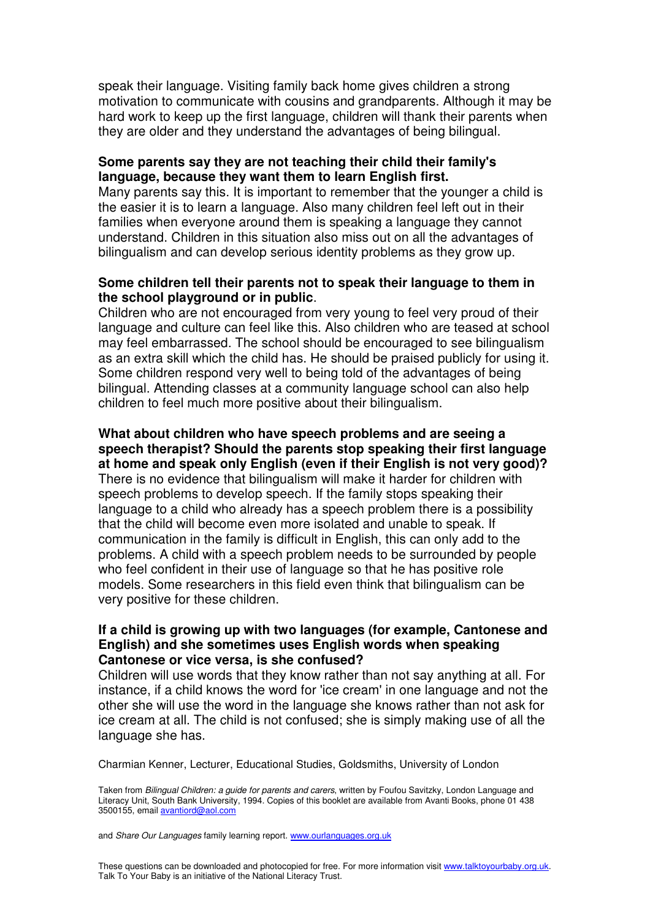speak their language. Visiting family back home gives children a strong motivation to communicate with cousins and grandparents. Although it may be hard work to keep up the first language, children will thank their parents when they are older and they understand the advantages of being bilingual.

**Some parents say they are not teaching their child their family's language, because they want them to learn English first.**

Many parents say this. It is important to remember that the younger a child is the easier it is to learn a language. Also many children feel left out in their families when everyone around them is speaking a language they cannot understand. Children in this situation also miss out on all the advantages of bilingualism and can develop serious identity problems as they grow up.

**Some children tell their parents not to speak their language to them in the school playground or in public**.

Children who are not encouraged from very young to feel very proud of their language and culture can feel like this. Also children who are teased at school may feel embarrassed. The school should be encouraged to see bilingualism as an extra skill which the child has. He should be praised publicly for using it. Some children respond very well to being told of the advantages of being bilingual. Attending classes at a community language school can also help children to feel much more positive about their bilingualism.

**What about children who have speech problems and are seeing a speech therapist? Should the parents stop speaking their first language at home and speak only English (even if their English is not very good)?**

There is no evidence that bilingualism will make it harder for children with speech problems to develop speech. If the family stops speaking their language to a child who already has a speech problem there is a possibility that the child will become even more isolated and unable to speak. If communication in the family is difficult in English, this can only add to the problems. A child with a speech problem needs to be surrounded by people who feel confident in their use of language so that he has positive role models. Some researchers in this field even think that bilingualism can be very positive for these children.

**If a child is growing up with two languages (for example, Cantonese and English) and she sometimes uses English words when speaking Cantonese or vice versa, is she confused?**

Children will use words that they know rather than not say anything at all. For instance, if a child knows the word for 'ice cream' in one language and not the other she will use the word in the language she knows rather than not ask for ice cream at all. The child is not confused; she is simply making use of all the language she has.

Charmian Kenner, Lecturer, Educational Studies, Goldsmiths, University of London

Taken from *Bilingual Children: a guide for parents and carers*, written by Foufou Savitzky, London Language and Literacy Unit, South Bank University, 1994. Copies of this booklet are available from Avanti Books, phone 01 438 3500155, email avantiord@aol.com

and *Share Our Languages* family learning report. www.ourlanguages.org.uk

These questions can be downloaded and photocopied for free. For more information visit www.talktoyourbaby.org.uk. Talk To Your Baby is an initiative of the National Literacy Trust.